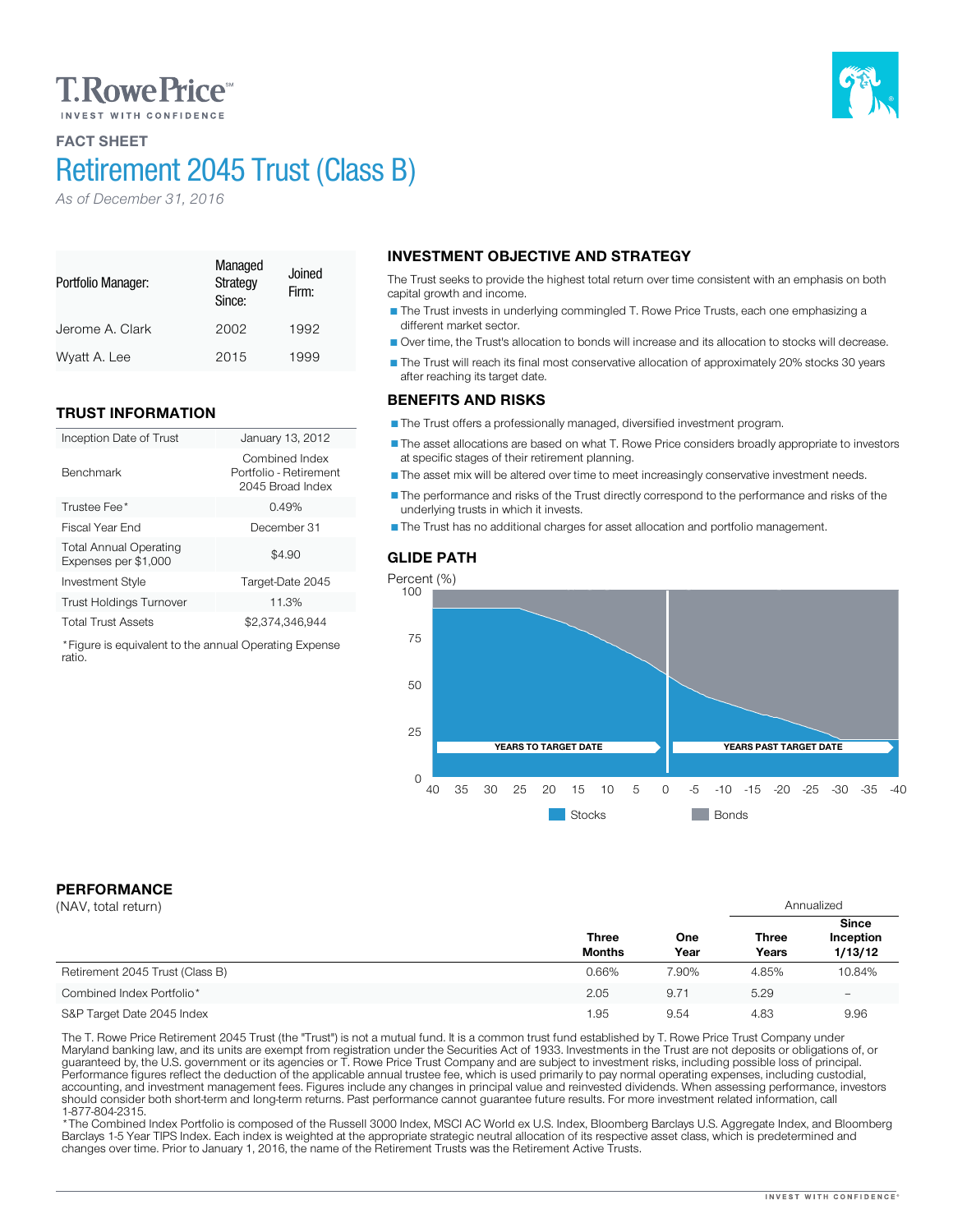T. Rowe Price

INVEST WITH CONFIDENCE

**FACT SHEET**

# Retirement 2045 Trust (Class B)

*As of December 31, 2016*

| Portfolio Manager: | Managed Strategy Since: | Joined Firm: |
|---|---|---|
| Jerome A. Clark | 2002 | 1992 |
| Wyatt A. Lee | 2015 | 1999 |

## TRUST INFORMATION

| | |
|---|---|
| Inception Date of Trust | January 13, 2012 |
| Benchmark | Combined Index Portfolio - Retirement 2045 Broad Index |
| Trustee Fee* | 0.49% |
| Fiscal Year End | December 31 |
| Total Annual Operating Expenses per $1,000 | $4.90 |
| Investment Style | Target-Date 2045 |
| Trust Holdings Turnover | 11.3% |
| Total Trust Assets | $2,374,346,944 |

*Figure is equivalent to the annual Operating Expense ratio.

## INVESTMENT OBJECTIVE AND STRATEGY

The Trust seeks to provide the highest total return over time consistent with an emphasis on both capital growth and income.

- The Trust invests in underlying commingled T. Rowe Price Trusts, each one emphasizing a different market sector.
- Over time, the Trust's allocation to bonds will increase and its allocation to stocks will decrease.
- The Trust will reach its final most conservative allocation of approximately 20% stocks 30 years after reaching its target date.

## BENEFITS AND RISKS

- The Trust offers a professionally managed, diversified investment program.
- The asset allocations are based on what T. Rowe Price considers broadly appropriate to investors at specific stages of their retirement planning.
- The asset mix will be altered over time to meet increasingly conservative investment needs.
- The performance and risks of the Trust directly correspond to the performance and risks of the underlying trusts in which it invests.
- The Trust has no additional charges for asset allocation and portfolio management.

## GLIDE PATH

Percent (%)

YEARS TO TARGET DATE | YEARS PAST TARGET DATE

Stocks | Bonds

## PERFORMANCE

(NAV, total return)

| | Three Months | One Year | Annualized Three Years | Annualized Since Inception 1/13/12 |
|---|---|---|---|---|
| Retirement 2045 Trust (Class B) | 0.66% | 7.90% | 4.85% | 10.84% |
| Combined Index Portfolio* | 2.05 | 9.71 | 5.29 | – |
| S&P Target Date 2045 Index | 1.95 | 9.54 | 4.83 | 9.96 |

The T. Rowe Price Retirement 2045 Trust (the "Trust") is not a mutual fund. It is a common trust fund established by T. Rowe Price Trust Company under Maryland banking law, and its units are exempt from registration under the Securities Act of 1933. Investments in the Trust are not deposits or obligations of, or guaranteed by, the U.S. government or its agencies or T. Rowe Price Trust Company and are subject to investment risks, including possible loss of principal. Performance figures reflect the deduction of the applicable annual trustee fee, which is used primarily to pay normal operating expenses, including custodial, accounting, and investment management fees. Figures include any changes in principal value and reinvested dividends. When assessing performance, investors should consider both short-term and long-term returns. Past performance cannot guarantee future results. For more investment related information, call 1-877-804-2315.

*The Combined Index Portfolio is composed of the Russell 3000 Index, MSCI AC World ex U.S. Index, Bloomberg Barclays U.S. Aggregate Index, and Bloomberg Barclays 1-5 Year TIPS Index. Each index is weighted at the appropriate strategic neutral allocation of its respective asset class, which is predetermined and changes over time. Prior to January 1, 2016, the name of the Retirement Trusts was the Retirement Active Trusts.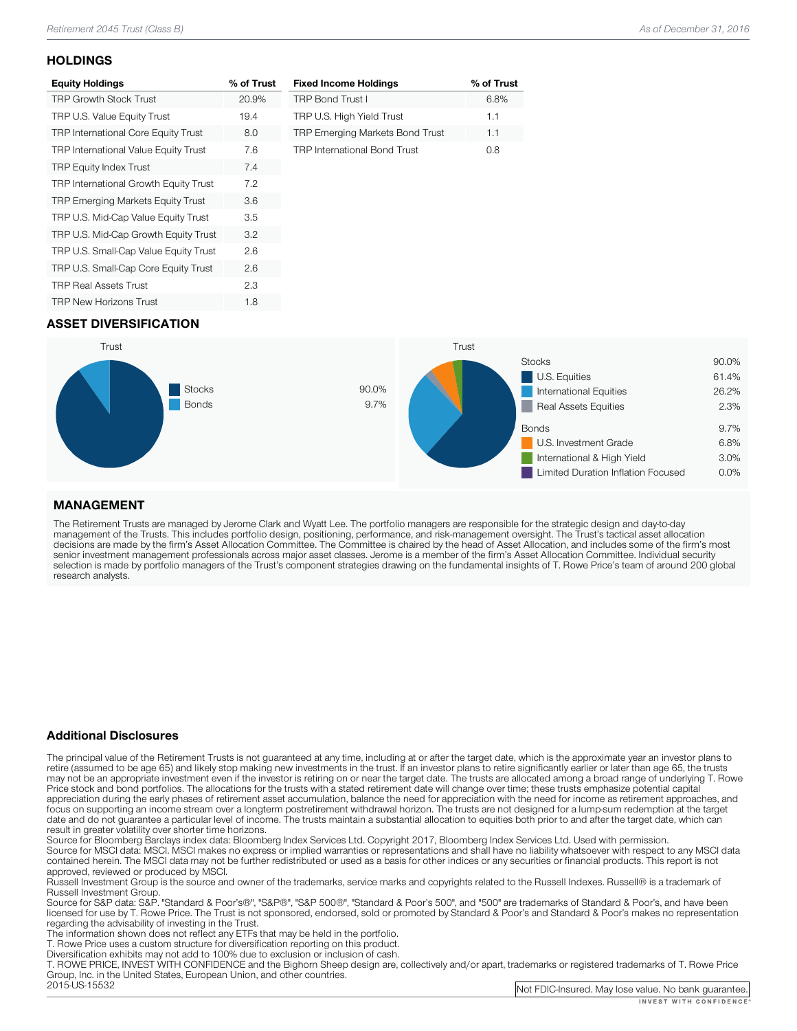## HOLDINGS

| Equity Holdings | % of Trust |
|---|---|
| TRP Growth Stock Trust | 20.9% |
| TRP U.S. Value Equity Trust | 19.4 |
| TRP International Core Equity Trust | 8.0 |
| TRP International Value Equity Trust | 7.6 |
| TRP Equity Index Trust | 7.4 |
| TRP International Growth Equity Trust | 7.2 |
| TRP Emerging Markets Equity Trust | 3.6 |
| TRP U.S. Mid-Cap Value Equity Trust | 3.5 |
| TRP U.S. Mid-Cap Growth Equity Trust | 3.2 |
| TRP U.S. Small-Cap Value Equity Trust | 2.6 |
| TRP U.S. Small-Cap Core Equity Trust | 2.6 |
| TRP Real Assets Trust | 2.3 |
| TRP New Horizons Trust | 1.8 |

| Fixed Income Holdings | % of Trust |
|---|---|
| TRP Bond Trust I | 6.8% |
| TRP U.S. High Yield Trust | 1.1 |
| TRP Emerging Markets Bond Trust | 1.1 |
| TRP International Bond Trust | 0.8 |

## ASSET DIVERSIFICATION

Trust

| | Trust |
|---|---|
| Stocks | 90.0% |
| Bonds | 9.7% |

Trust

| | Trust |
|---|---|
| **Stocks** | **90.0%** |
| U.S. Equities | 61.4% |
| International Equities | 26.2% |
| Real Assets Equities | 2.3% |
| **Bonds** | **9.7%** |
| U.S. Investment Grade | 6.8% |
| International & High Yield | 3.0% |
| Limited Duration Inflation Focused | 0.0% |

## MANAGEMENT

The Retirement Trusts are managed by Jerome Clark and Wyatt Lee. The portfolio managers are responsible for the strategic design and day-to-day management of the Trusts. This includes portfolio design, positioning, performance, and risk-management oversight. The Trust's tactical asset allocation decisions are made by the firm's Asset Allocation Committee. The Committee is chaired by the head of Asset Allocation, and includes some of the firm's most senior investment management professionals across major asset classes. Jerome is a member of the firm's Asset Allocation Committee. Individual security selection is made by portfolio managers of the Trust's component strategies drawing on the fundamental insights of T. Rowe Price's team of around 200 global research analysts.

## Additional Disclosures

The principal value of the Retirement Trusts is not guaranteed at any time, including at or after the target date, which is the approximate year an investor plans to retire (assumed to be age 65) and likely stop making new investments in the trust. If an investor plans to retire significantly earlier or later than age 65, the trusts may not be an appropriate investment even if the investor is retiring on or near the target date. The trusts are allocated among a broad range of underlying T. Rowe Price stock and bond portfolios. The allocations for the trusts with a stated retirement date will change over time; these trusts emphasize potential capital appreciation during the early phases of retirement asset accumulation, balance the need for appreciation with the need for income as retirement approaches, and focus on supporting an income stream over a longterm postretirement withdrawal horizon. The trusts are not designed for a lump-sum redemption at the target date and do not guarantee a particular level of income. The trusts maintain a substantial allocation to equities both prior to and after the target date, which can result in greater volatility over shorter time horizons.
Source for Bloomberg Barclays index data: Bloomberg Index Services Ltd. Copyright 2017, Bloomberg Index Services Ltd. Used with permission.
Source for MSCI data: MSCI. MSCI makes no express or implied warranties or representations and shall have no liability whatsoever with respect to any MSCI data contained herein. The MSCI data may not be further redistributed or used as a basis for other indices or any securities or financial products. This report is not approved, reviewed or produced by MSCI.
Russell Investment Group is the source and owner of the trademarks, service marks and copyrights related to the Russell Indexes. Russell® is a trademark of Russell Investment Group.
Source for S&P data: S&P. "Standard & Poor's®", "S&P®", "S&P 500®", "Standard & Poor's 500", and "500" are trademarks of Standard & Poor's, and have been licensed for use by T. Rowe Price. The Trust is not sponsored, endorsed, sold or promoted by Standard & Poor's and Standard & Poor's makes no representation regarding the advisability of investing in the Trust.
The information shown does not reflect any ETFs that may be held in the portfolio.
T. Rowe Price uses a custom structure for diversification reporting on this product.
Diversification exhibits may not add to 100% due to exclusion or inclusion of cash.
T. ROWE PRICE, INVEST WITH CONFIDENCE and the Bighorn Sheep design are, collectively and/or apart, trademarks or registered trademarks of T. Rowe Price Group, Inc. in the United States, European Union, and other countries.
2015-US-15532

Not FDIC-Insured. May lose value. No bank guarantee.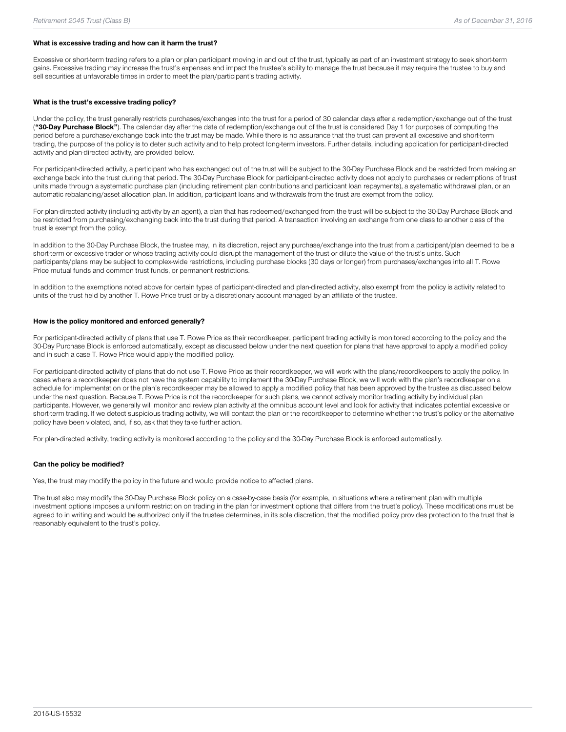### What is excessive trading and how can it harm the trust?

Excessive or short-term trading refers to a plan or plan participant moving in and out of the trust, typically as part of an investment strategy to seek short-term gains. Excessive trading may increase the trust's expenses and impact the trustee's ability to manage the trust because it may require the trustee to buy and sell securities at unfavorable times in order to meet the plan/participant's trading activity.

### What is the trust's excessive trading policy?

Under the policy, the trust generally restricts purchases/exchanges into the trust for a period of 30 calendar days after a redemption/exchange out of the trust (**"30-Day Purchase Block"**). The calendar day after the date of redemption/exchange out of the trust is considered Day 1 for purposes of computing the period before a purchase/exchange back into the trust may be made. While there is no assurance that the trust can prevent all excessive and short-term trading, the purpose of the policy is to deter such activity and to help protect long-term investors. Further details, including application for participant-directed activity and plan-directed activity, are provided below.

For participant-directed activity, a participant who has exchanged out of the trust will be subject to the 30-Day Purchase Block and be restricted from making an exchange back into the trust during that period. The 30-Day Purchase Block for participant-directed activity does not apply to purchases or redemptions of trust units made through a systematic purchase plan (including retirement plan contributions and participant loan repayments), a systematic withdrawal plan, or an automatic rebalancing/asset allocation plan. In addition, participant loans and withdrawals from the trust are exempt from the policy.

For plan-directed activity (including activity by an agent), a plan that has redeemed/exchanged from the trust will be subject to the 30-Day Purchase Block and be restricted from purchasing/exchanging back into the trust during that period. A transaction involving an exchange from one class to another class of the trust is exempt from the policy.

In addition to the 30-Day Purchase Block, the trustee may, in its discretion, reject any purchase/exchange into the trust from a participant/plan deemed to be a short-term or excessive trader or whose trading activity could disrupt the management of the trust or dilute the value of the trust's units. Such participants/plans may be subject to complex-wide restrictions, including purchase blocks (30 days or longer) from purchases/exchanges into all T. Rowe Price mutual funds and common trust funds, or permanent restrictions.

In addition to the exemptions noted above for certain types of participant-directed and plan-directed activity, also exempt from the policy is activity related to units of the trust held by another T. Rowe Price trust or by a discretionary account managed by an affiliate of the trustee.

### How is the policy monitored and enforced generally?

For participant-directed activity of plans that use T. Rowe Price as their recordkeeper, participant trading activity is monitored according to the policy and the 30-Day Purchase Block is enforced automatically, except as discussed below under the next question for plans that have approval to apply a modified policy and in such a case T. Rowe Price would apply the modified policy.

For participant-directed activity of plans that do not use T. Rowe Price as their recordkeeper, we will work with the plans/recordkeepers to apply the policy. In cases where a recordkeeper does not have the system capability to implement the 30-Day Purchase Block, we will work with the plan's recordkeeper on a schedule for implementation or the plan's recordkeeper may be allowed to apply a modified policy that has been approved by the trustee as discussed below under the next question. Because T. Rowe Price is not the recordkeeper for such plans, we cannot actively monitor trading activity by individual plan participants. However, we generally will monitor and review plan activity at the omnibus account level and look for activity that indicates potential excessive or short-term trading. If we detect suspicious trading activity, we will contact the plan or the recordkeeper to determine whether the trust's policy or the alternative policy have been violated, and, if so, ask that they take further action.

For plan-directed activity, trading activity is monitored according to the policy and the 30-Day Purchase Block is enforced automatically.

### Can the policy be modified?

Yes, the trust may modify the policy in the future and would provide notice to affected plans.

The trust also may modify the 30-Day Purchase Block policy on a case-by-case basis (for example, in situations where a retirement plan with multiple investment options imposes a uniform restriction on trading in the plan for investment options that differs from the trust's policy). These modifications must be agreed to in writing and would be authorized only if the trustee determines, in its sole discretion, that the modified policy provides protection to the trust that is reasonably equivalent to the trust's policy.